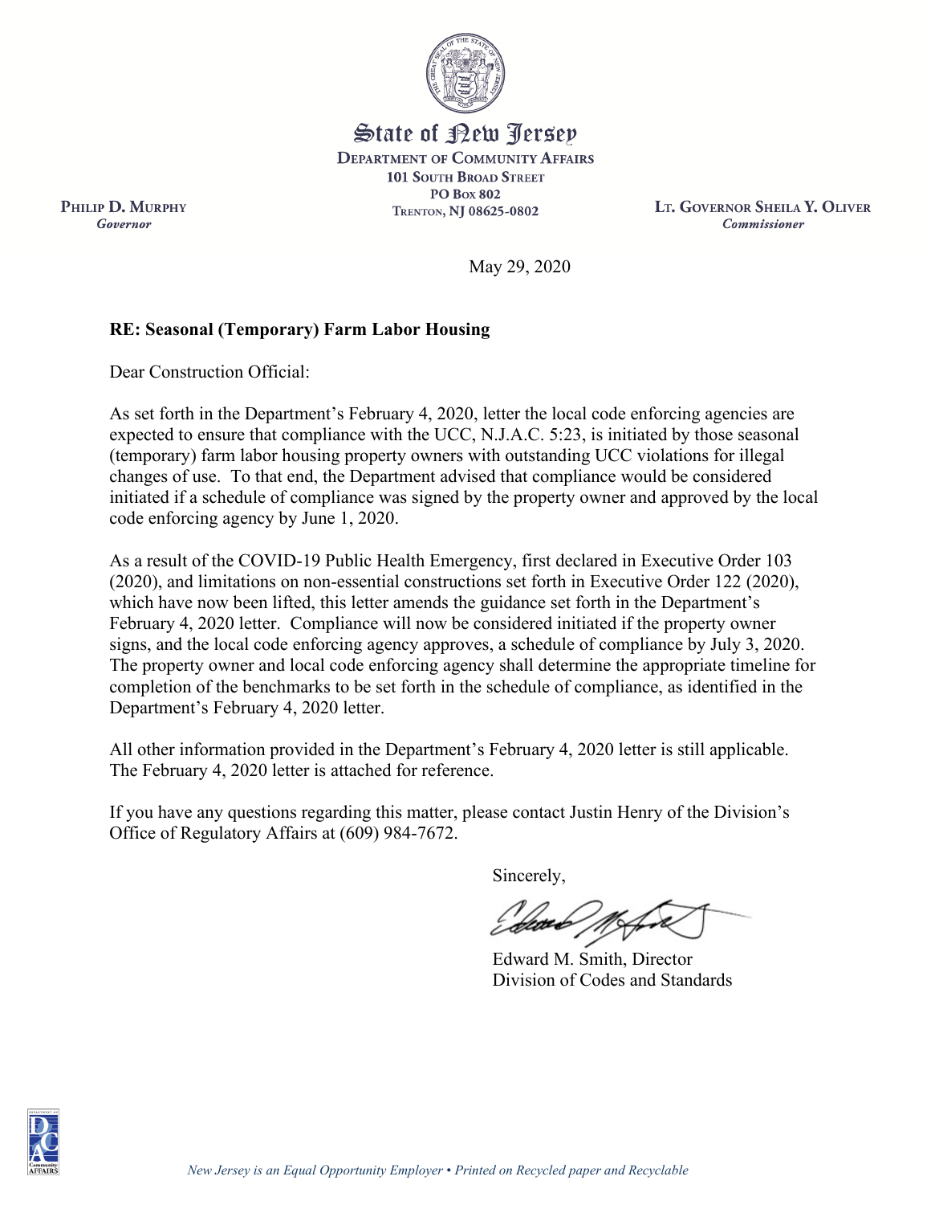State of New Jersey

**Department of Community Affairs**
101 South Broad Street
PO Box 802
Trenton, NJ 08625-0802

**Philip D. Murphy**
*Governor*

**Lt. Governor Sheila Y. Oliver**
*Commissioner*

May 29, 2020

**RE: Seasonal (Temporary) Farm Labor Housing**

Dear Construction Official:

As set forth in the Department's February 4, 2020, letter the local code enforcing agencies are expected to ensure that compliance with the UCC, N.J.A.C. 5:23, is initiated by those seasonal (temporary) farm labor housing property owners with outstanding UCC violations for illegal changes of use. To that end, the Department advised that compliance would be considered initiated if a schedule of compliance was signed by the property owner and approved by the local code enforcing agency by June 1, 2020.

As a result of the COVID-19 Public Health Emergency, first declared in Executive Order 103 (2020), and limitations on non-essential constructions set forth in Executive Order 122 (2020), which have now been lifted, this letter amends the guidance set forth in the Department's February 4, 2020 letter. Compliance will now be considered initiated if the property owner signs, and the local code enforcing agency approves, a schedule of compliance by July 3, 2020. The property owner and local code enforcing agency shall determine the appropriate timeline for completion of the benchmarks to be set forth in the schedule of compliance, as identified in the Department's February 4, 2020 letter.

All other information provided in the Department's February 4, 2020 letter is still applicable. The February 4, 2020 letter is attached for reference.

If you have any questions regarding this matter, please contact Justin Henry of the Division's Office of Regulatory Affairs at (609) 984-7672.

Sincerely,

Edward M. Smith, Director
Division of Codes and Standards

*New Jersey is an Equal Opportunity Employer • Printed on Recycled paper and Recyclable*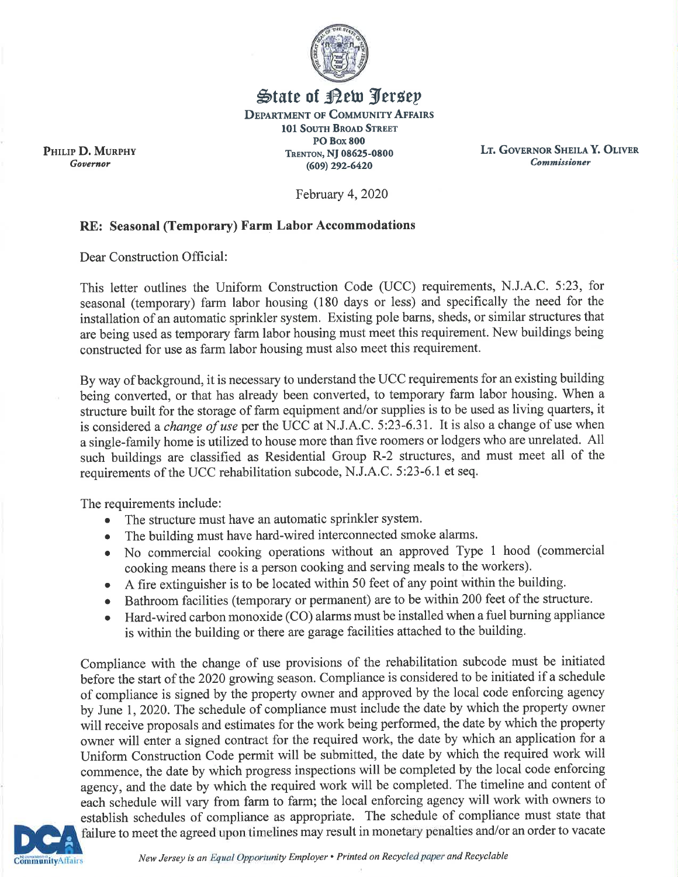# State of New Jersey

DEPARTMENT OF COMMUNITY AFFAIRS
101 SOUTH BROAD STREET
PO BOX 800
TRENTON, NJ 08625-0800
(609) 292-6420

PHILIP D. MURPHY
*Governor*

LT. GOVERNOR SHEILA Y. OLIVER
*Commissioner*

February 4, 2020

**RE: Seasonal (Temporary) Farm Labor Accommodations**

Dear Construction Official:

This letter outlines the Uniform Construction Code (UCC) requirements, N.J.A.C. 5:23, for seasonal (temporary) farm labor housing (180 days or less) and specifically the need for the installation of an automatic sprinkler system. Existing pole barns, sheds, or similar structures that are being used as temporary farm labor housing must meet this requirement. New buildings being constructed for use as farm labor housing must also meet this requirement.

By way of background, it is necessary to understand the UCC requirements for an existing building being converted, or that has already been converted, to temporary farm labor housing. When a structure built for the storage of farm equipment and/or supplies is to be used as living quarters, it is considered a *change of use* per the UCC at N.J.A.C. 5:23-6.31. It is also a change of use when a single-family home is utilized to house more than five roomers or lodgers who are unrelated. All such buildings are classified as Residential Group R-2 structures, and must meet all of the requirements of the UCC rehabilitation subcode, N.J.A.C. 5:23-6.1 et seq.

The requirements include:

- The structure must have an automatic sprinkler system.
- The building must have hard-wired interconnected smoke alarms.
- No commercial cooking operations without an approved Type 1 hood (commercial cooking means there is a person cooking and serving meals to the workers).
- A fire extinguisher is to be located within 50 feet of any point within the building.
- Bathroom facilities (temporary or permanent) are to be within 200 feet of the structure.
- Hard-wired carbon monoxide (CO) alarms must be installed when a fuel burning appliance is within the building or there are garage facilities attached to the building.

Compliance with the change of use provisions of the rehabilitation subcode must be initiated before the start of the 2020 growing season. Compliance is considered to be initiated if a schedule of compliance is signed by the property owner and approved by the local code enforcing agency by June 1, 2020. The schedule of compliance must include the date by which the property owner will receive proposals and estimates for the work being performed, the date by which the property owner will enter a signed contract for the required work, the date by which an application for a Uniform Construction Code permit will be submitted, the date by which the required work will commence, the date by which progress inspections will be completed by the local code enforcing agency, and the date by which the required work will be completed. The timeline and content of each schedule will vary from farm to farm; the local enforcing agency will work with owners to establish schedules of compliance as appropriate. The schedule of compliance must state that failure to meet the agreed upon timelines may result in monetary penalties and/or an order to vacate

*New Jersey is an Equal Opportunity Employer • Printed on Recycled paper and Recyclable*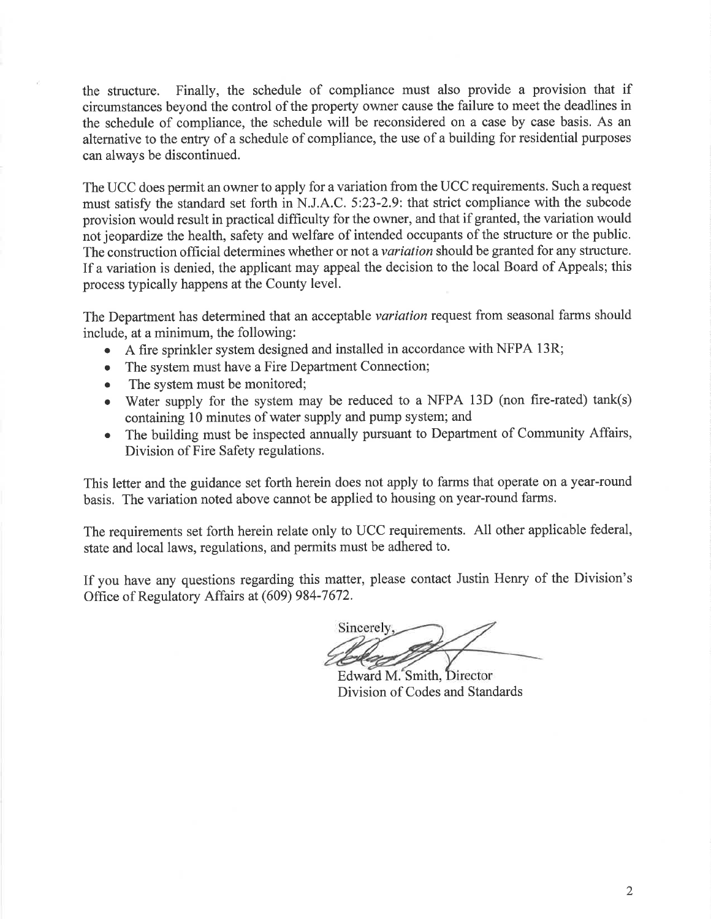the structure. Finally, the schedule of compliance must also provide a provision that if circumstances beyond the control of the property owner cause the failure to meet the deadlines in the schedule of compliance, the schedule will be reconsidered on a case by case basis. As an alternative to the entry of a schedule of compliance, the use of a building for residential purposes can always be discontinued.

The UCC does permit an owner to apply for a variation from the UCC requirements. Such a request must satisfy the standard set forth in N.J.A.C. 5:23-2.9: that strict compliance with the subcode provision would result in practical difficulty for the owner, and that if granted, the variation would not jeopardize the health, safety and welfare of intended occupants of the structure or the public. The construction official determines whether or not a *variation* should be granted for any structure. If a variation is denied, the applicant may appeal the decision to the local Board of Appeals; this process typically happens at the County level.

The Department has determined that an acceptable *variation* request from seasonal farms should include, at a minimum, the following:

- A fire sprinkler system designed and installed in accordance with NFPA 13R;
- The system must have a Fire Department Connection;
- The system must be monitored;
- Water supply for the system may be reduced to a NFPA 13D (non fire-rated) tank(s) containing 10 minutes of water supply and pump system; and
- The building must be inspected annually pursuant to Department of Community Affairs, Division of Fire Safety regulations.

This letter and the guidance set forth herein does not apply to farms that operate on a year-round basis. The variation noted above cannot be applied to housing on year-round farms.

The requirements set forth herein relate only to UCC requirements. All other applicable federal, state and local laws, regulations, and permits must be adhered to.

If you have any questions regarding this matter, please contact Justin Henry of the Division's Office of Regulatory Affairs at (609) 984-7672.

Sincerely,

Edward M. Smith, Director
Division of Codes and Standards